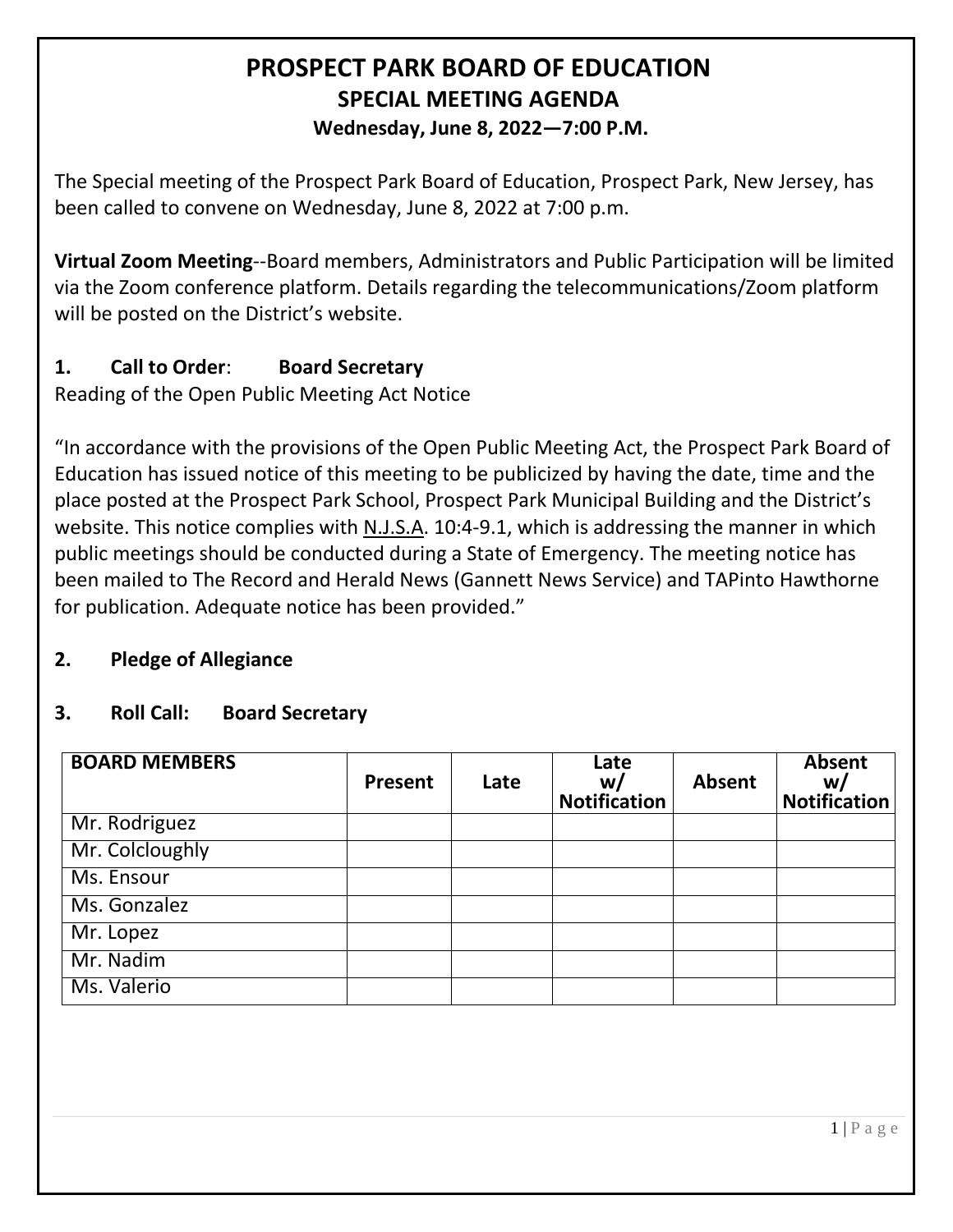# PROSPECT PARK BOARD OF EDUCATION

## SPECIAL MEETING AGENDA

### Wednesday, June 8, 2022—7:00 P.M.

The Special meeting of the Prospect Park Board of Education, Prospect Park, New Jersey, has been called to convene on Wednesday, June 8, 2022 at 7:00 p.m.

**Virtual Zoom Meeting**--Board members, Administrators and Public Participation will be limited via the Zoom conference platform. Details regarding the telecommunications/Zoom platform will be posted on the District's website.

**1. Call to Order**: **Board Secretary**

Reading of the Open Public Meeting Act Notice

"In accordance with the provisions of the Open Public Meeting Act, the Prospect Park Board of Education has issued notice of this meeting to be publicized by having the date, time and the place posted at the Prospect Park School, Prospect Park Municipal Building and the District's website. This notice complies with N.J.S.A. 10:4-9.1, which is addressing the manner in which public meetings should be conducted during a State of Emergency. The meeting notice has been mailed to The Record and Herald News (Gannett News Service) and TAPinto Hawthorne for publication. Adequate notice has been provided."

**2. Pledge of Allegiance**

**3. Roll Call: Board Secretary**

| BOARD MEMBERS | Present | Late | Late w/ Notification | Absent | Absent w/ Notification |
|---|---|---|---|---|---|
| Mr. Rodriguez | | | | | |
| Mr. Colcloughly | | | | | |
| Ms. Ensour | | | | | |
| Ms. Gonzalez | | | | | |
| Mr. Lopez | | | | | |
| Mr. Nadim | | | | | |
| Ms. Valerio | | | | | |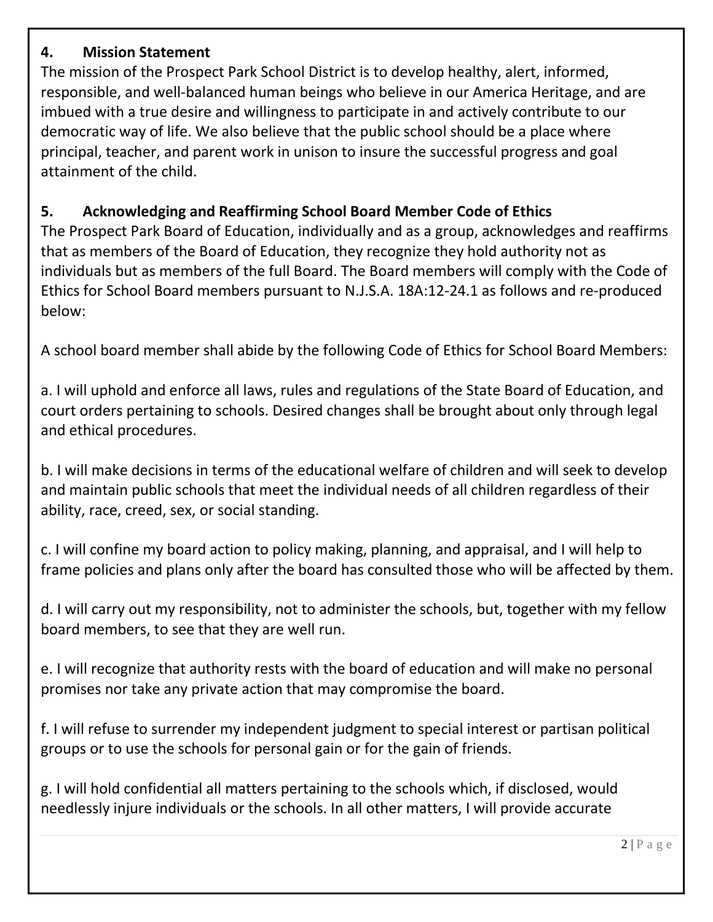## 4. Mission Statement

The mission of the Prospect Park School District is to develop healthy, alert, informed, responsible, and well-balanced human beings who believe in our America Heritage, and are imbued with a true desire and willingness to participate in and actively contribute to our democratic way of life. We also believe that the public school should be a place where principal, teacher, and parent work in unison to insure the successful progress and goal attainment of the child.

## 5. Acknowledging and Reaffirming School Board Member Code of Ethics

The Prospect Park Board of Education, individually and as a group, acknowledges and reaffirms that as members of the Board of Education, they recognize they hold authority not as individuals but as members of the full Board. The Board members will comply with the Code of Ethics for School Board members pursuant to N.J.S.A. 18A:12-24.1 as follows and re-produced below:

A school board member shall abide by the following Code of Ethics for School Board Members:

a. I will uphold and enforce all laws, rules and regulations of the State Board of Education, and court orders pertaining to schools. Desired changes shall be brought about only through legal and ethical procedures.

b. I will make decisions in terms of the educational welfare of children and will seek to develop and maintain public schools that meet the individual needs of all children regardless of their ability, race, creed, sex, or social standing.

c. I will confine my board action to policy making, planning, and appraisal, and I will help to frame policies and plans only after the board has consulted those who will be affected by them.

d. I will carry out my responsibility, not to administer the schools, but, together with my fellow board members, to see that they are well run.

e. I will recognize that authority rests with the board of education and will make no personal promises nor take any private action that may compromise the board.

f. I will refuse to surrender my independent judgment to special interest or partisan political groups or to use the schools for personal gain or for the gain of friends.

g. I will hold confidential all matters pertaining to the schools which, if disclosed, would needlessly injure individuals or the schools. In all other matters, I will provide accurate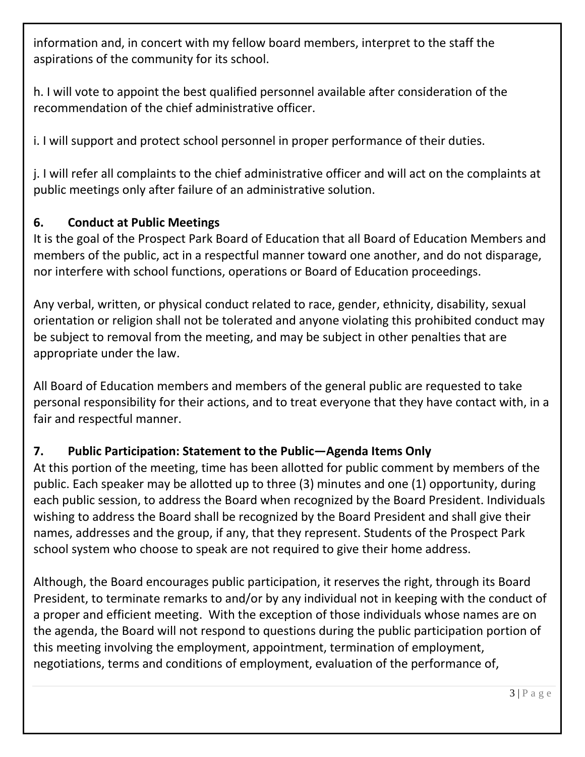information and, in concert with my fellow board members, interpret to the staff the aspirations of the community for its school.

h. I will vote to appoint the best qualified personnel available after consideration of the recommendation of the chief administrative officer.

i. I will support and protect school personnel in proper performance of their duties.

j. I will refer all complaints to the chief administrative officer and will act on the complaints at public meetings only after failure of an administrative solution.

### 6. Conduct at Public Meetings

It is the goal of the Prospect Park Board of Education that all Board of Education Members and members of the public, act in a respectful manner toward one another, and do not disparage, nor interfere with school functions, operations or Board of Education proceedings.

Any verbal, written, or physical conduct related to race, gender, ethnicity, disability, sexual orientation or religion shall not be tolerated and anyone violating this prohibited conduct may be subject to removal from the meeting, and may be subject in other penalties that are appropriate under the law.

All Board of Education members and members of the general public are requested to take personal responsibility for their actions, and to treat everyone that they have contact with, in a fair and respectful manner.

### 7. Public Participation: Statement to the Public—Agenda Items Only

At this portion of the meeting, time has been allotted for public comment by members of the public. Each speaker may be allotted up to three (3) minutes and one (1) opportunity, during each public session, to address the Board when recognized by the Board President. Individuals wishing to address the Board shall be recognized by the Board President and shall give their names, addresses and the group, if any, that they represent. Students of the Prospect Park school system who choose to speak are not required to give their home address.

Although, the Board encourages public participation, it reserves the right, through its Board President, to terminate remarks to and/or by any individual not in keeping with the conduct of a proper and efficient meeting. With the exception of those individuals whose names are on the agenda, the Board will not respond to questions during the public participation portion of this meeting involving the employment, appointment, termination of employment, negotiations, terms and conditions of employment, evaluation of the performance of,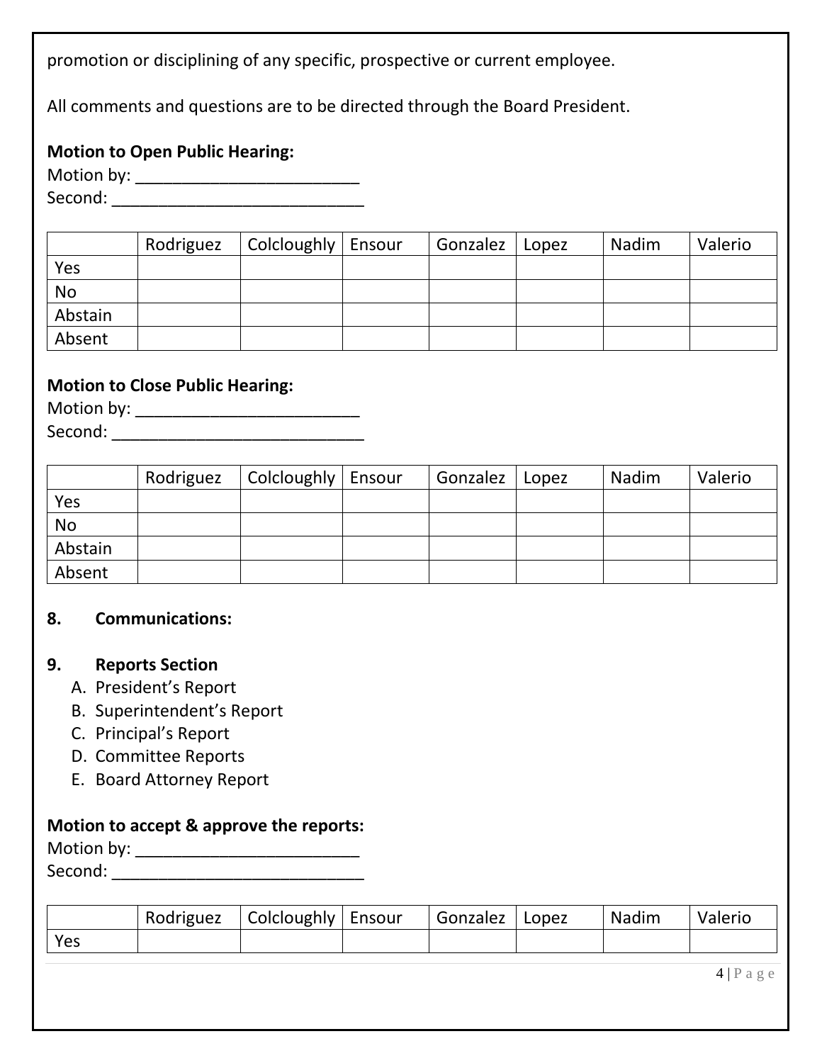promotion or disciplining of any specific, prospective or current employee.

All comments and questions are to be directed through the Board President.

**Motion to Open Public Hearing:**
Motion by: ________________________
Second: ___________________________

| | Rodriguez | Colcloughly | Ensour | Gonzalez | Lopez | Nadim | Valerio |
|---|---|---|---|---|---|---|---|
| Yes | | | | | | | |
| No | | | | | | | |
| Abstain | | | | | | | |
| Absent | | | | | | | |

**Motion to Close Public Hearing:**
Motion by: ________________________
Second: ___________________________

| | Rodriguez | Colcloughly | Ensour | Gonzalez | Lopez | Nadim | Valerio |
|---|---|---|---|---|---|---|---|
| Yes | | | | | | | |
| No | | | | | | | |
| Abstain | | | | | | | |
| Absent | | | | | | | |

**8. Communications:**

**9. Reports Section**

A. President's Report
B. Superintendent's Report
C. Principal's Report
D. Committee Reports
E. Board Attorney Report

**Motion to accept & approve the reports:**
Motion by: ________________________
Second: ___________________________

| | Rodriguez | Colcloughly | Ensour | Gonzalez | Lopez | Nadim | Valerio |
|---|---|---|---|---|---|---|---|
| Yes | | | | | | | |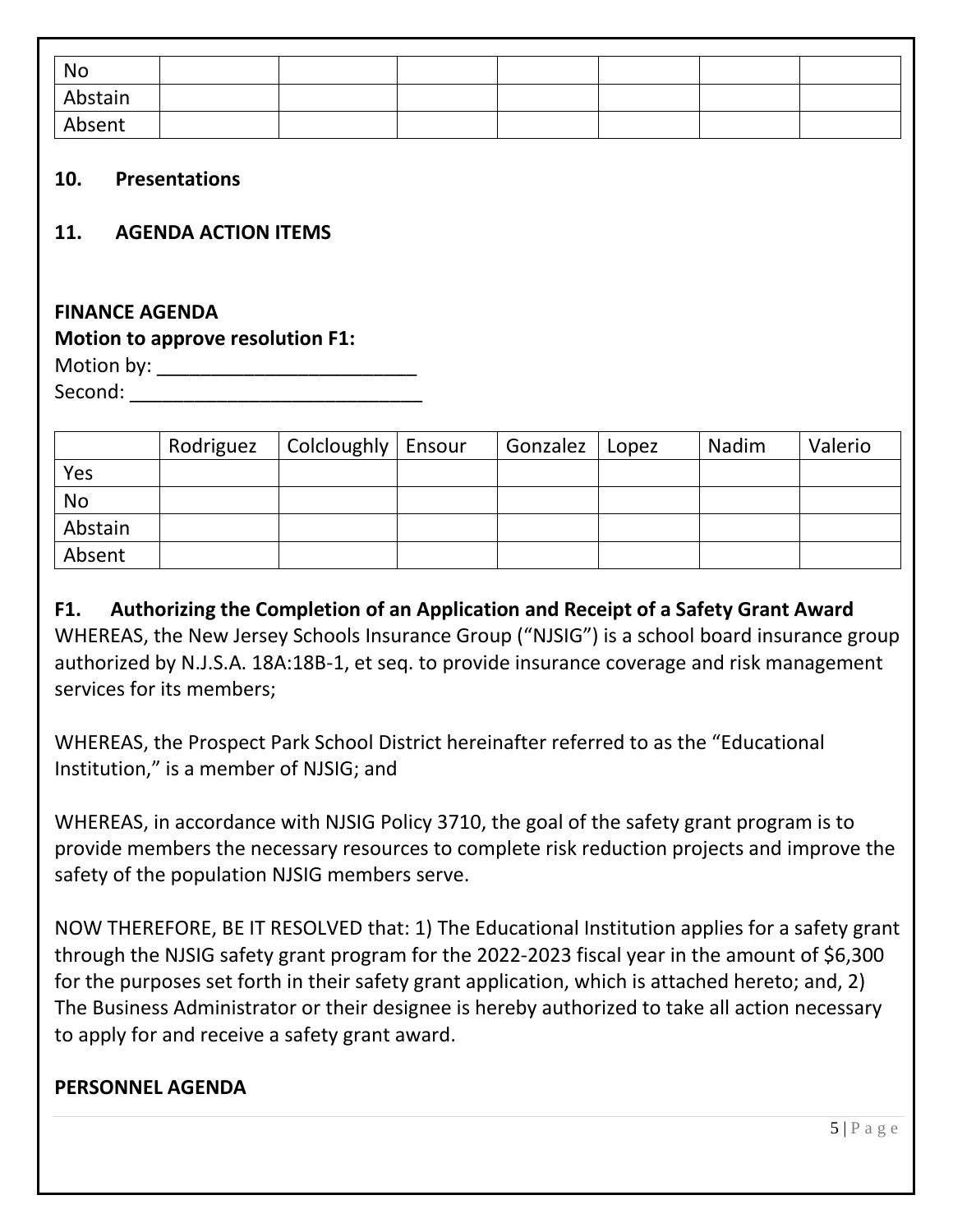| No | | | | | | | |
|---|---|---|---|---|---|---|---|
| Abstain | | | | | | | |
| Absent | | | | | | | |

## 10. Presentations

## 11. AGENDA ACTION ITEMS

**FINANCE AGENDA**

**Motion to approve resolution F1:**

Motion by: ________________________

Second: ___________________________

| | Rodriguez | Colcloughly | Ensour | Gonzalez | Lopez | Nadim | Valerio |
|---|---|---|---|---|---|---|---|
| Yes | | | | | | | |
| No | | | | | | | |
| Abstain | | | | | | | |
| Absent | | | | | | | |

**F1. Authorizing the Completion of an Application and Receipt of a Safety Grant Award**

WHEREAS, the New Jersey Schools Insurance Group ("NJSIG") is a school board insurance group authorized by N.J.S.A. 18A:18B-1, et seq. to provide insurance coverage and risk management services for its members;

WHEREAS, the Prospect Park School District hereinafter referred to as the "Educational Institution," is a member of NJSIG; and

WHEREAS, in accordance with NJSIG Policy 3710, the goal of the safety grant program is to provide members the necessary resources to complete risk reduction projects and improve the safety of the population NJSIG members serve.

NOW THEREFORE, BE IT RESOLVED that: 1) The Educational Institution applies for a safety grant through the NJSIG safety grant program for the 2022-2023 fiscal year in the amount of $6,300 for the purposes set forth in their safety grant application, which is attached hereto; and, 2) The Business Administrator or their designee is hereby authorized to take all action necessary to apply for and receive a safety grant award.

**PERSONNEL AGENDA**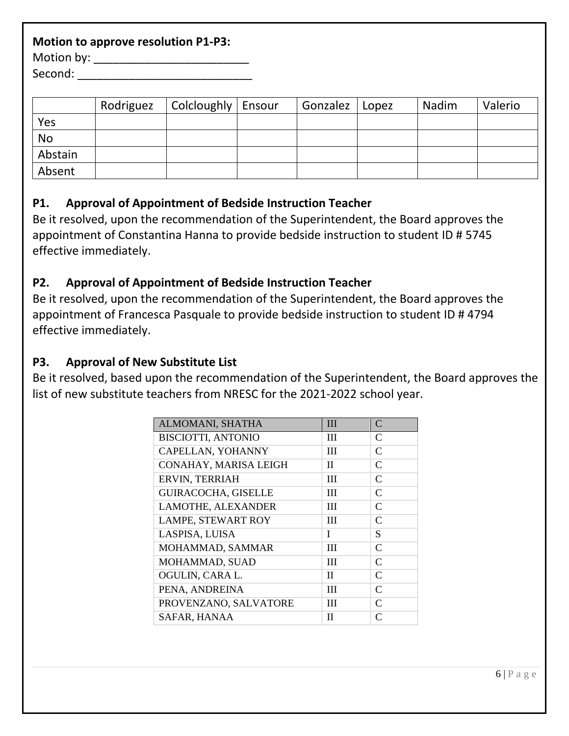**Motion to approve resolution P1-P3:**

Motion by: ________________________

Second: ___________________________

| | Rodriguez | Colcloughly | Ensour | Gonzalez | Lopez | Nadim | Valerio |
|---|---|---|---|---|---|---|---|
| Yes | | | | | | | |
| No | | | | | | | |
| Abstain | | | | | | | |
| Absent | | | | | | | |

### P1. Approval of Appointment of Bedside Instruction Teacher

Be it resolved, upon the recommendation of the Superintendent, the Board approves the appointment of Constantina Hanna to provide bedside instruction to student ID # 5745 effective immediately.

### P2. Approval of Appointment of Bedside Instruction Teacher

Be it resolved, upon the recommendation of the Superintendent, the Board approves the appointment of Francesca Pasquale to provide bedside instruction to student ID # 4794 effective immediately.

### P3. Approval of New Substitute List

Be it resolved, based upon the recommendation of the Superintendent, the Board approves the list of new substitute teachers from NRESC for the 2021-2022 school year.

| | | |
|---|---|---|
| ALMOMANI, SHATHA | III | C |
| BISCIOTTI, ANTONIO | III | C |
| CAPELLAN, YOHANNY | III | C |
| CONAHAY, MARISA LEIGH | II | C |
| ERVIN, TERRIAH | III | C |
| GUIRACOCHA, GISELLE | III | C |
| LAMOTHE, ALEXANDER | III | C |
| LAMPE, STEWART ROY | III | C |
| LASPISA, LUISA | I | S |
| MOHAMMAD, SAMMAR | III | C |
| MOHAMMAD, SUAD | III | C |
| OGULIN, CARA L. | II | C |
| PENA, ANDREINA | III | C |
| PROVENZANO, SALVATORE | III | C |
| SAFAR, HANAA | II | C |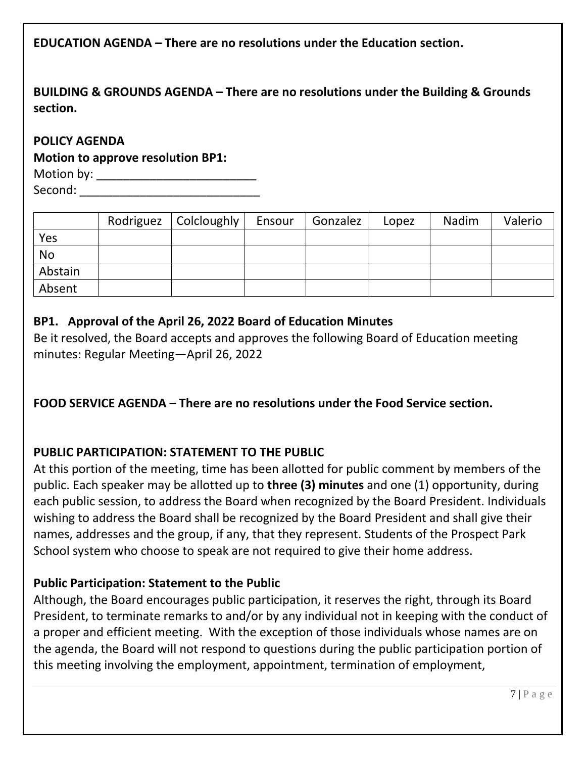**EDUCATION AGENDA – There are no resolutions under the Education section.**

**BUILDING & GROUNDS AGENDA – There are no resolutions under the Building & Grounds section.**

**POLICY AGENDA**

**Motion to approve resolution BP1:**

Motion by: ________________________

Second: ___________________________

| | Rodriguez | Colcloughly | Ensour | Gonzalez | Lopez | Nadim | Valerio |
|---|---|---|---|---|---|---|---|
| Yes | | | | | | | |
| No | | | | | | | |
| Abstain | | | | | | | |
| Absent | | | | | | | |

**BP1. Approval of the April 26, 2022 Board of Education Minutes**

Be it resolved, the Board accepts and approves the following Board of Education meeting minutes: Regular Meeting—April 26, 2022

**FOOD SERVICE AGENDA – There are no resolutions under the Food Service section.**

**PUBLIC PARTICIPATION: STATEMENT TO THE PUBLIC**

At this portion of the meeting, time has been allotted for public comment by members of the public. Each speaker may be allotted up to **three (3) minutes** and one (1) opportunity, during each public session, to address the Board when recognized by the Board President. Individuals wishing to address the Board shall be recognized by the Board President and shall give their names, addresses and the group, if any, that they represent. Students of the Prospect Park School system who choose to speak are not required to give their home address.

**Public Participation: Statement to the Public**

Although, the Board encourages public participation, it reserves the right, through its Board President, to terminate remarks to and/or by any individual not in keeping with the conduct of a proper and efficient meeting. With the exception of those individuals whose names are on the agenda, the Board will not respond to questions during the public participation portion of this meeting involving the employment, appointment, termination of employment,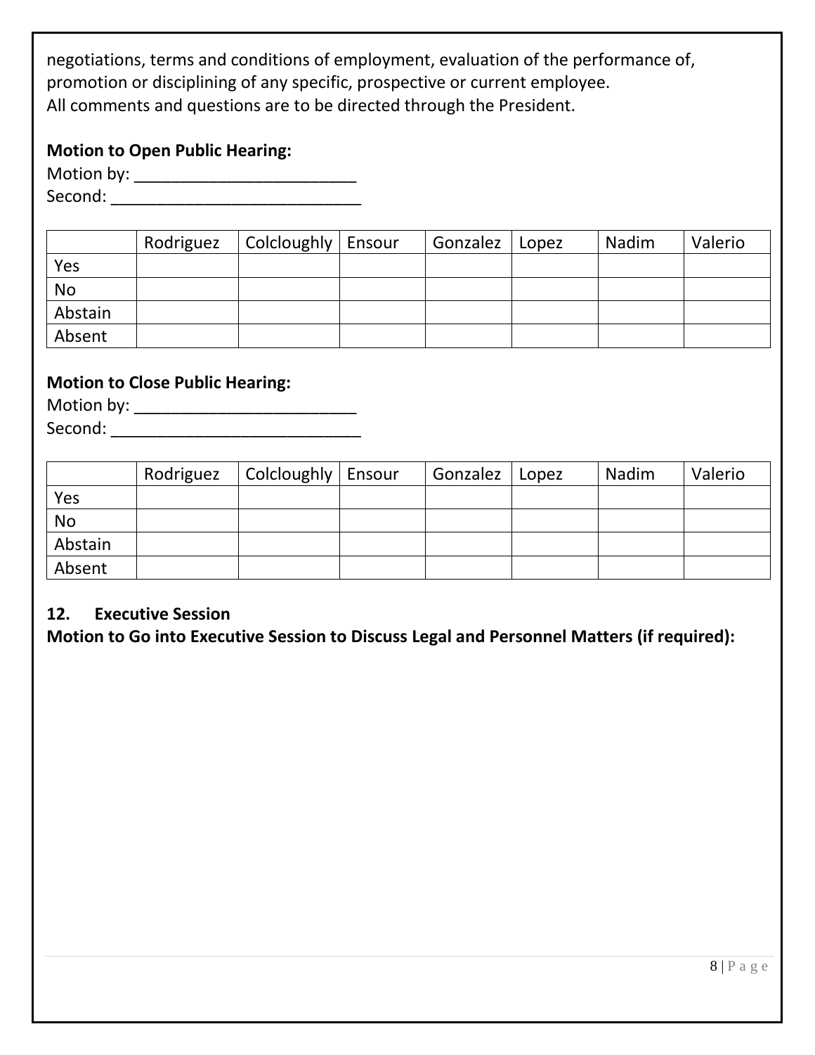negotiations, terms and conditions of employment, evaluation of the performance of, promotion or disciplining of any specific, prospective or current employee.
All comments and questions are to be directed through the President.

**Motion to Open Public Hearing:**
Motion by: ________________________
Second: ___________________________

| | Rodriguez | Colcloughly | Ensour | Gonzalez | Lopez | Nadim | Valerio |
|---|---|---|---|---|---|---|---|
| Yes | | | | | | | |
| No | | | | | | | |
| Abstain | | | | | | | |
| Absent | | | | | | | |

**Motion to Close Public Hearing:**
Motion by: ________________________
Second: ___________________________

| | Rodriguez | Colcloughly | Ensour | Gonzalez | Lopez | Nadim | Valerio |
|---|---|---|---|---|---|---|---|
| Yes | | | | | | | |
| No | | | | | | | |
| Abstain | | | | | | | |
| Absent | | | | | | | |

## 12. Executive Session

**Motion to Go into Executive Session to Discuss Legal and Personnel Matters (if required):**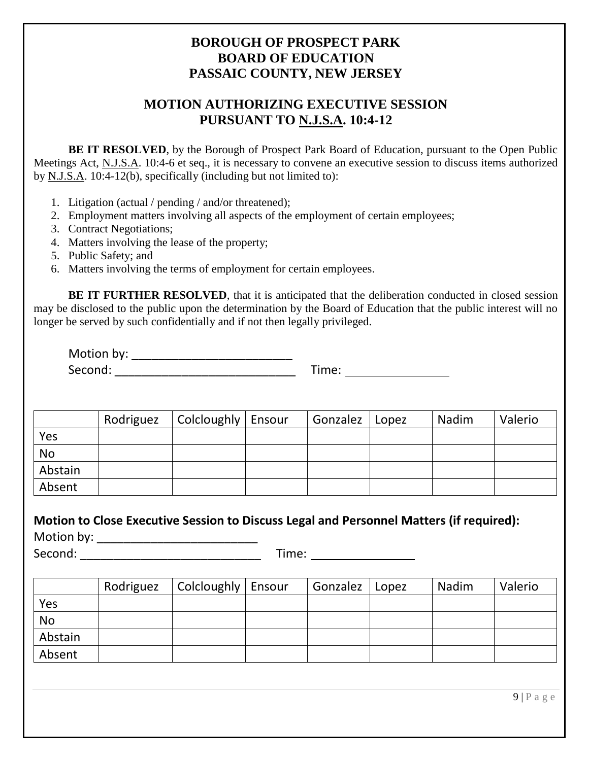**BOROUGH OF PROSPECT PARK**
**BOARD OF EDUCATION**
**PASSAIC COUNTY, NEW JERSEY**

## MOTION AUTHORIZING EXECUTIVE SESSION PURSUANT TO N.J.S.A. 10:4-12

**BE IT RESOLVED**, by the Borough of Prospect Park Board of Education, pursuant to the Open Public Meetings Act, N.J.S.A. 10:4-6 et seq., it is necessary to convene an executive session to discuss items authorized by N.J.S.A. 10:4-12(b), specifically (including but not limited to):

1. Litigation (actual / pending / and/or threatened);
2. Employment matters involving all aspects of the employment of certain employees;
3. Contract Negotiations;
4. Matters involving the lease of the property;
5. Public Safety; and
6. Matters involving the terms of employment for certain employees.

**BE IT FURTHER RESOLVED**, that it is anticipated that the deliberation conducted in closed session may be disclosed to the public upon the determination by the Board of Education that the public interest will no longer be served by such confidentially and if not then legally privileged.

Motion by: ________________________
Second: ___________________________ Time: ______________

| | Rodriguez | Colcloughly | Ensour | Gonzalez | Lopez | Nadim | Valerio |
|---|---|---|---|---|---|---|---|
| Yes | | | | | | | |
| No | | | | | | | |
| Abstain | | | | | | | |
| Absent | | | | | | | |

**Motion to Close Executive Session to Discuss Legal and Personnel Matters (if required):**

Motion by: ________________________
Second: ___________________________ Time: ______________

| | Rodriguez | Colcloughly | Ensour | Gonzalez | Lopez | Nadim | Valerio |
|---|---|---|---|---|---|---|---|
| Yes | | | | | | | |
| No | | | | | | | |
| Abstain | | | | | | | |
| Absent | | | | | | | |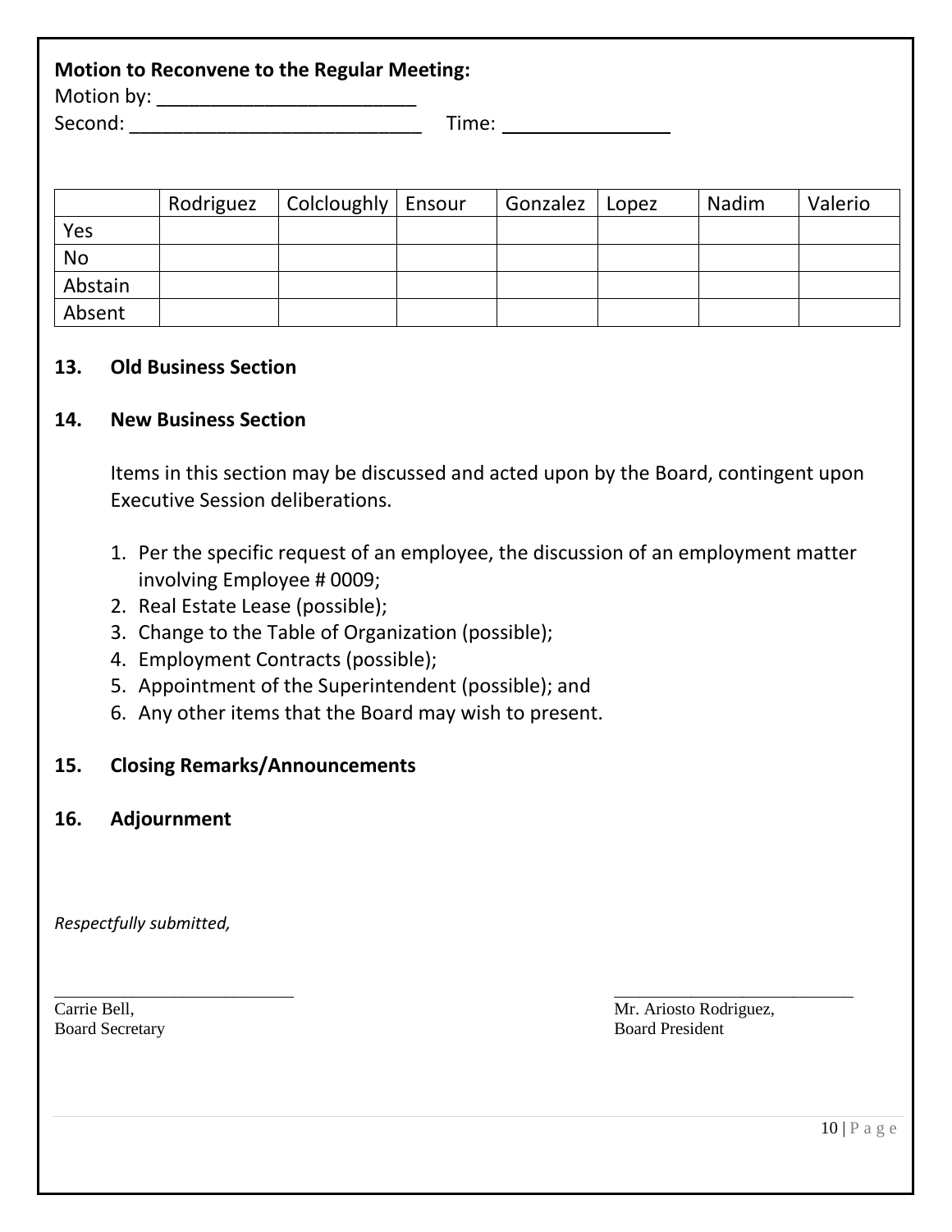**Motion to Reconvene to the Regular Meeting:**

Motion by: ________________________

Second: ___________________________ Time: _______________

| | Rodriguez | Colcloughly | Ensour | Gonzalez | Lopez | Nadim | Valerio |
|---|---|---|---|---|---|---|---|
| Yes | | | | | | | |
| No | | | | | | | |
| Abstain | | | | | | | |
| Absent | | | | | | | |

## 13. Old Business Section

## 14. New Business Section

Items in this section may be discussed and acted upon by the Board, contingent upon Executive Session deliberations.

1. Per the specific request of an employee, the discussion of an employment matter involving Employee # 0009;
2. Real Estate Lease (possible);
3. Change to the Table of Organization (possible);
4. Employment Contracts (possible);
5. Appointment of the Superintendent (possible); and
6. Any other items that the Board may wish to present.

## 15. Closing Remarks/Announcements

## 16. Adjournment

*Respectfully submitted,*

___________________________
Carrie Bell,
Board Secretary

___________________________
Mr. Ariosto Rodriguez,
Board President